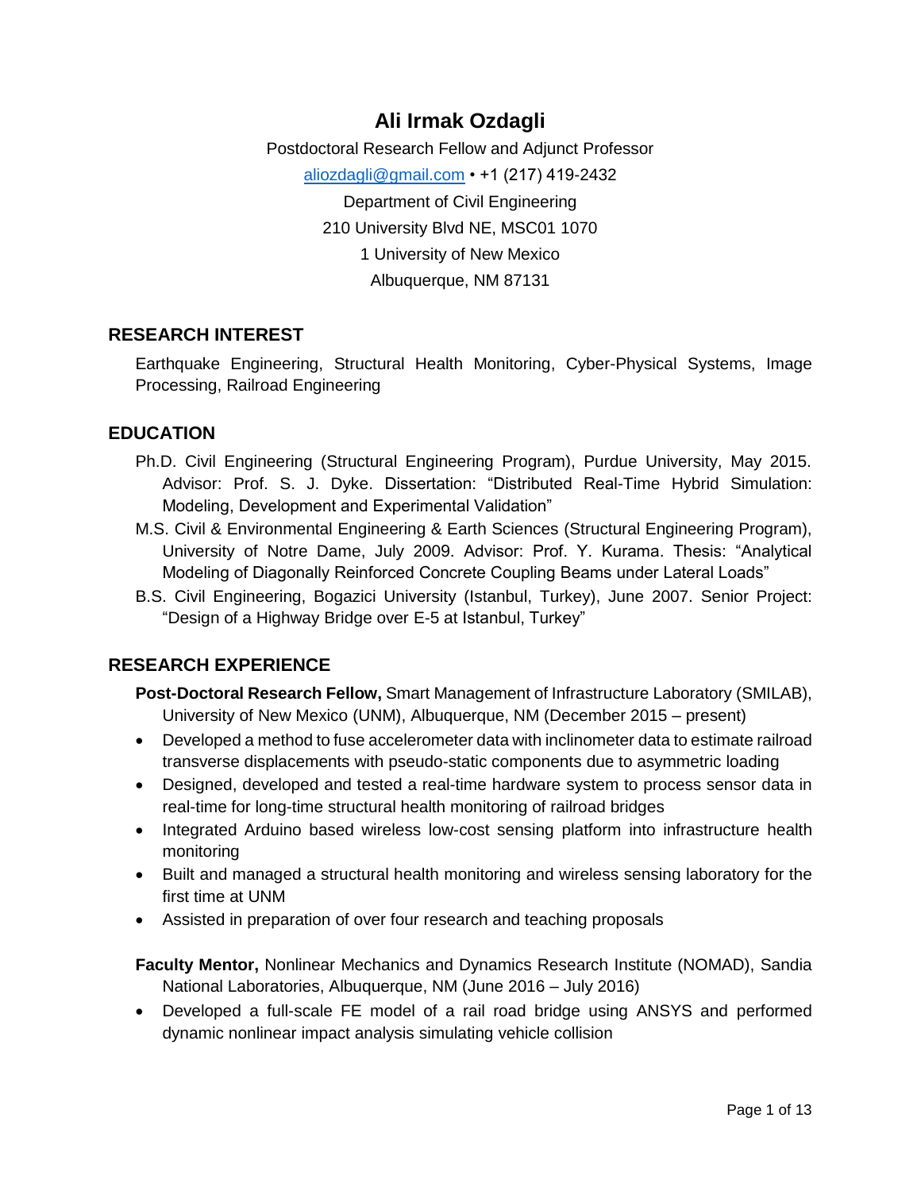# Ali Irmak Ozdagli

Postdoctoral Research Fellow and Adjunct Professor

aliozdagli@gmail.com • +1 (217) 419-2432

Department of Civil Engineering

210 University Blvd NE, MSC01 1070

1 University of New Mexico

Albuquerque, NM 87131

## RESEARCH INTEREST

Earthquake Engineering, Structural Health Monitoring, Cyber-Physical Systems, Image Processing, Railroad Engineering

## EDUCATION

Ph.D. Civil Engineering (Structural Engineering Program), Purdue University, May 2015. Advisor: Prof. S. J. Dyke. Dissertation: "Distributed Real-Time Hybrid Simulation: Modeling, Development and Experimental Validation"

M.S. Civil & Environmental Engineering & Earth Sciences (Structural Engineering Program), University of Notre Dame, July 2009. Advisor: Prof. Y. Kurama. Thesis: "Analytical Modeling of Diagonally Reinforced Concrete Coupling Beams under Lateral Loads"

B.S. Civil Engineering, Bogazici University (Istanbul, Turkey), June 2007. Senior Project: "Design of a Highway Bridge over E-5 at Istanbul, Turkey"

## RESEARCH EXPERIENCE

**Post-Doctoral Research Fellow,** Smart Management of Infrastructure Laboratory (SMILAB), University of New Mexico (UNM), Albuquerque, NM (December 2015 – present)

- Developed a method to fuse accelerometer data with inclinometer data to estimate railroad transverse displacements with pseudo-static components due to asymmetric loading
- Designed, developed and tested a real-time hardware system to process sensor data in real-time for long-time structural health monitoring of railroad bridges
- Integrated Arduino based wireless low-cost sensing platform into infrastructure health monitoring
- Built and managed a structural health monitoring and wireless sensing laboratory for the first time at UNM
- Assisted in preparation of over four research and teaching proposals

**Faculty Mentor,** Nonlinear Mechanics and Dynamics Research Institute (NOMAD), Sandia National Laboratories, Albuquerque, NM (June 2016 – July 2016)

- Developed a full-scale FE model of a rail road bridge using ANSYS and performed dynamic nonlinear impact analysis simulating vehicle collision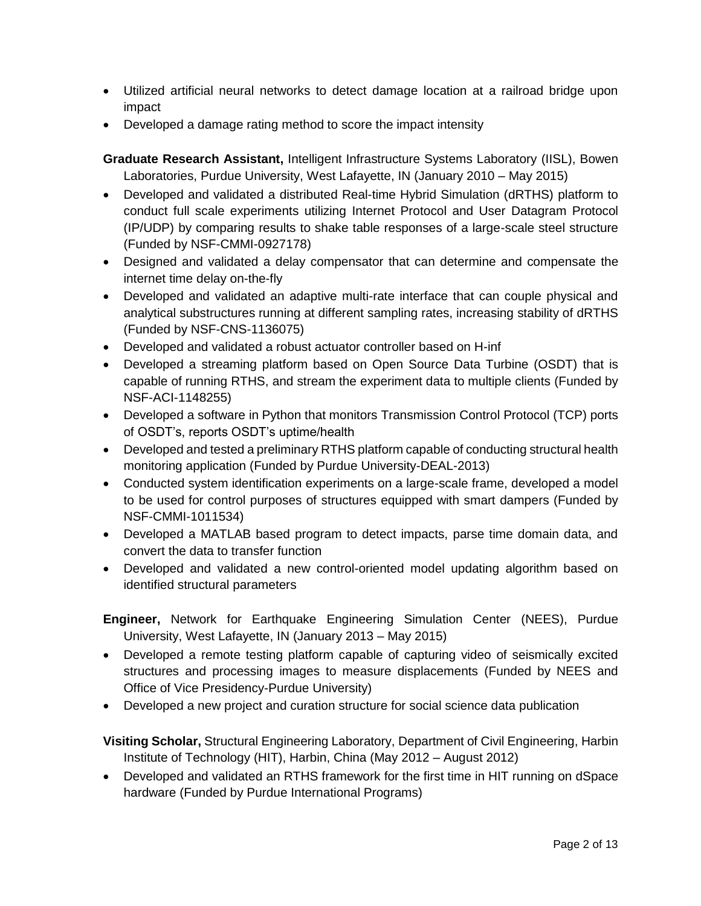- Utilized artificial neural networks to detect damage location at a railroad bridge upon impact
- Developed a damage rating method to score the impact intensity

**Graduate Research Assistant,** Intelligent Infrastructure Systems Laboratory (IISL), Bowen Laboratories, Purdue University, West Lafayette, IN (January 2010 – May 2015)

- Developed and validated a distributed Real-time Hybrid Simulation (dRTHS) platform to conduct full scale experiments utilizing Internet Protocol and User Datagram Protocol (IP/UDP) by comparing results to shake table responses of a large-scale steel structure (Funded by NSF-CMMI-0927178)
- Designed and validated a delay compensator that can determine and compensate the internet time delay on-the-fly
- Developed and validated an adaptive multi-rate interface that can couple physical and analytical substructures running at different sampling rates, increasing stability of dRTHS (Funded by NSF-CNS-1136075)
- Developed and validated a robust actuator controller based on H-inf
- Developed a streaming platform based on Open Source Data Turbine (OSDT) that is capable of running RTHS, and stream the experiment data to multiple clients (Funded by NSF-ACI-1148255)
- Developed a software in Python that monitors Transmission Control Protocol (TCP) ports of OSDT's, reports OSDT's uptime/health
- Developed and tested a preliminary RTHS platform capable of conducting structural health monitoring application (Funded by Purdue University-DEAL-2013)
- Conducted system identification experiments on a large-scale frame, developed a model to be used for control purposes of structures equipped with smart dampers (Funded by NSF-CMMI-1011534)
- Developed a MATLAB based program to detect impacts, parse time domain data, and convert the data to transfer function
- Developed and validated a new control-oriented model updating algorithm based on identified structural parameters

**Engineer,** Network for Earthquake Engineering Simulation Center (NEES), Purdue University, West Lafayette, IN (January 2013 – May 2015)

- Developed a remote testing platform capable of capturing video of seismically excited structures and processing images to measure displacements (Funded by NEES and Office of Vice Presidency-Purdue University)
- Developed a new project and curation structure for social science data publication

**Visiting Scholar,** Structural Engineering Laboratory, Department of Civil Engineering, Harbin Institute of Technology (HIT), Harbin, China (May 2012 – August 2012)

- Developed and validated an RTHS framework for the first time in HIT running on dSpace hardware (Funded by Purdue International Programs)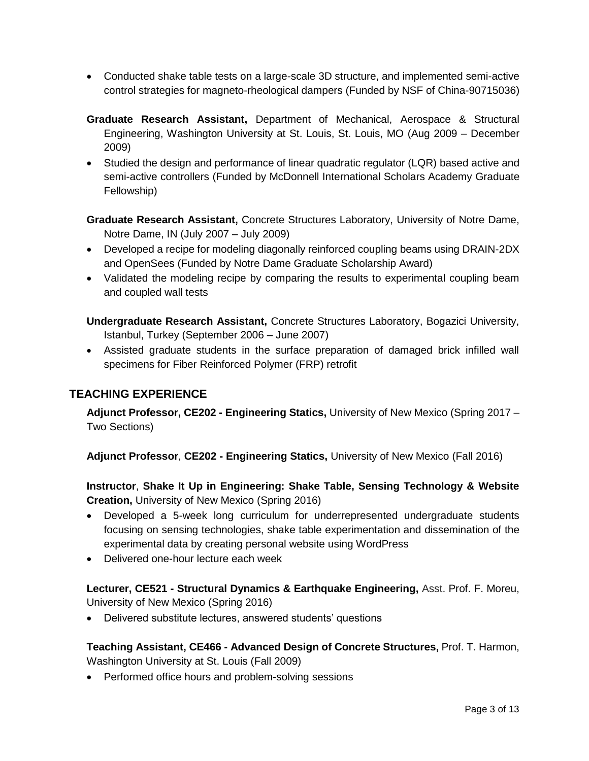- Conducted shake table tests on a large-scale 3D structure, and implemented semi-active control strategies for magneto-rheological dampers (Funded by NSF of China-90715036)

**Graduate Research Assistant,** Department of Mechanical, Aerospace & Structural Engineering, Washington University at St. Louis, St. Louis, MO (Aug 2009 – December 2009)

- Studied the design and performance of linear quadratic regulator (LQR) based active and semi-active controllers (Funded by McDonnell International Scholars Academy Graduate Fellowship)

**Graduate Research Assistant,** Concrete Structures Laboratory, University of Notre Dame, Notre Dame, IN (July 2007 – July 2009)

- Developed a recipe for modeling diagonally reinforced coupling beams using DRAIN-2DX and OpenSees (Funded by Notre Dame Graduate Scholarship Award)
- Validated the modeling recipe by comparing the results to experimental coupling beam and coupled wall tests

**Undergraduate Research Assistant,** Concrete Structures Laboratory, Bogazici University, Istanbul, Turkey (September 2006 – June 2007)

- Assisted graduate students in the surface preparation of damaged brick infilled wall specimens for Fiber Reinforced Polymer (FRP) retrofit

## TEACHING EXPERIENCE

**Adjunct Professor, CE202 - Engineering Statics,** University of New Mexico (Spring 2017 – Two Sections)

**Adjunct Professor**, **CE202 - Engineering Statics,** University of New Mexico (Fall 2016)

**Instructor**, **Shake It Up in Engineering: Shake Table, Sensing Technology & Website Creation,** University of New Mexico (Spring 2016)

- Developed a 5-week long curriculum for underrepresented undergraduate students focusing on sensing technologies, shake table experimentation and dissemination of the experimental data by creating personal website using WordPress
- Delivered one-hour lecture each week

**Lecturer, CE521 - Structural Dynamics & Earthquake Engineering,** Asst. Prof. F. Moreu, University of New Mexico (Spring 2016)

- Delivered substitute lectures, answered students' questions

**Teaching Assistant, CE466 - Advanced Design of Concrete Structures,** Prof. T. Harmon, Washington University at St. Louis (Fall 2009)

- Performed office hours and problem-solving sessions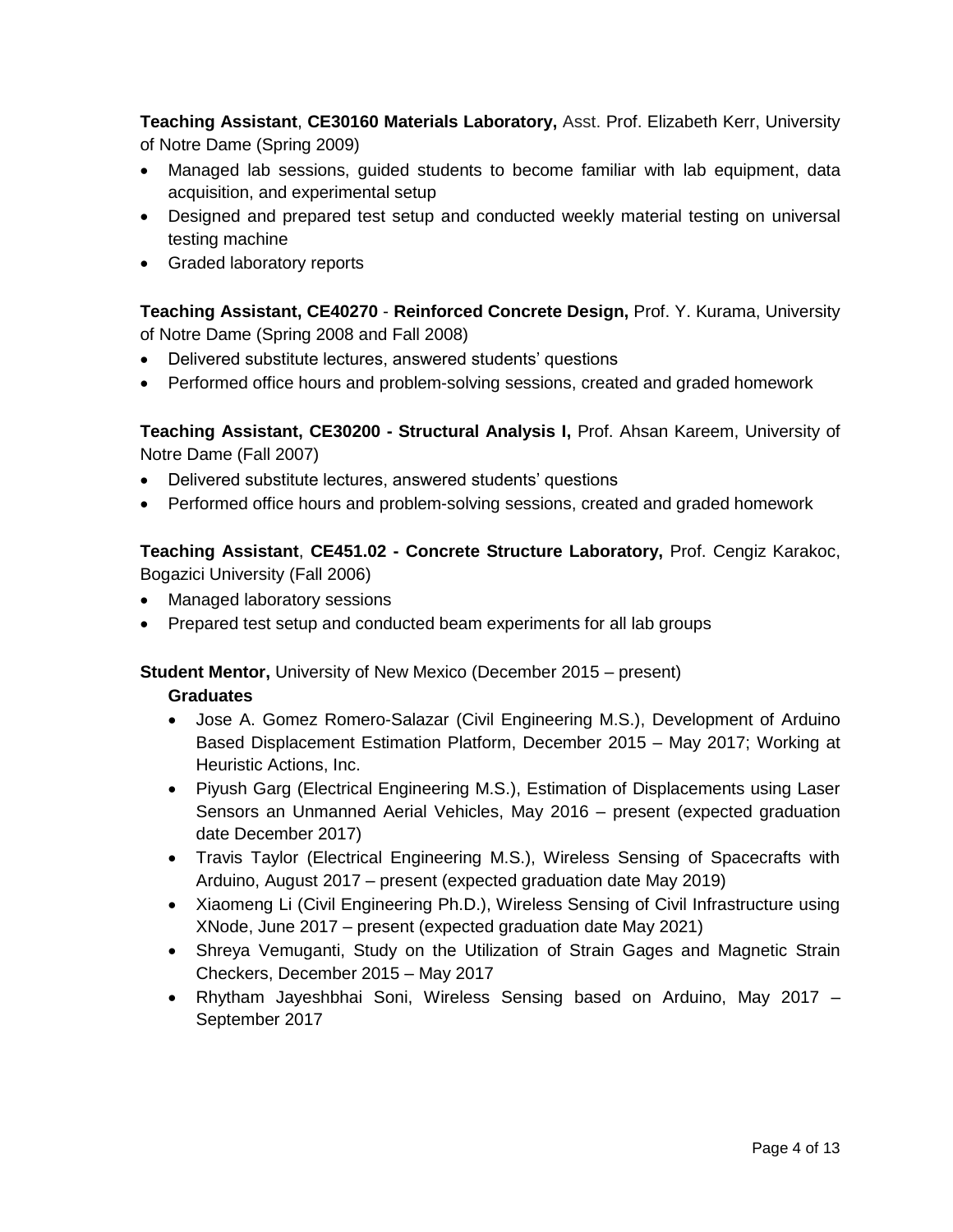**Teaching Assistant**, **CE30160 Materials Laboratory,** Asst. Prof. Elizabeth Kerr, University of Notre Dame (Spring 2009)

- Managed lab sessions, guided students to become familiar with lab equipment, data acquisition, and experimental setup
- Designed and prepared test setup and conducted weekly material testing on universal testing machine
- Graded laboratory reports

**Teaching Assistant, CE40270** - **Reinforced Concrete Design,** Prof. Y. Kurama, University of Notre Dame (Spring 2008 and Fall 2008)

- Delivered substitute lectures, answered students' questions
- Performed office hours and problem-solving sessions, created and graded homework

**Teaching Assistant, CE30200 - Structural Analysis I,** Prof. Ahsan Kareem, University of Notre Dame (Fall 2007)

- Delivered substitute lectures, answered students' questions
- Performed office hours and problem-solving sessions, created and graded homework

**Teaching Assistant**, **CE451.02 - Concrete Structure Laboratory,** Prof. Cengiz Karakoc, Bogazici University (Fall 2006)

- Managed laboratory sessions
- Prepared test setup and conducted beam experiments for all lab groups

**Student Mentor,** University of New Mexico (December 2015 – present)

**Graduates**

- Jose A. Gomez Romero-Salazar (Civil Engineering M.S.), Development of Arduino Based Displacement Estimation Platform, December 2015 – May 2017; Working at Heuristic Actions, Inc.
- Piyush Garg (Electrical Engineering M.S.), Estimation of Displacements using Laser Sensors an Unmanned Aerial Vehicles, May 2016 – present (expected graduation date December 2017)
- Travis Taylor (Electrical Engineering M.S.), Wireless Sensing of Spacecrafts with Arduino, August 2017 – present (expected graduation date May 2019)
- Xiaomeng Li (Civil Engineering Ph.D.), Wireless Sensing of Civil Infrastructure using XNode, June 2017 – present (expected graduation date May 2021)
- Shreya Vemuganti, Study on the Utilization of Strain Gages and Magnetic Strain Checkers, December 2015 – May 2017
- Rhytham Jayeshbhai Soni, Wireless Sensing based on Arduino, May 2017 – September 2017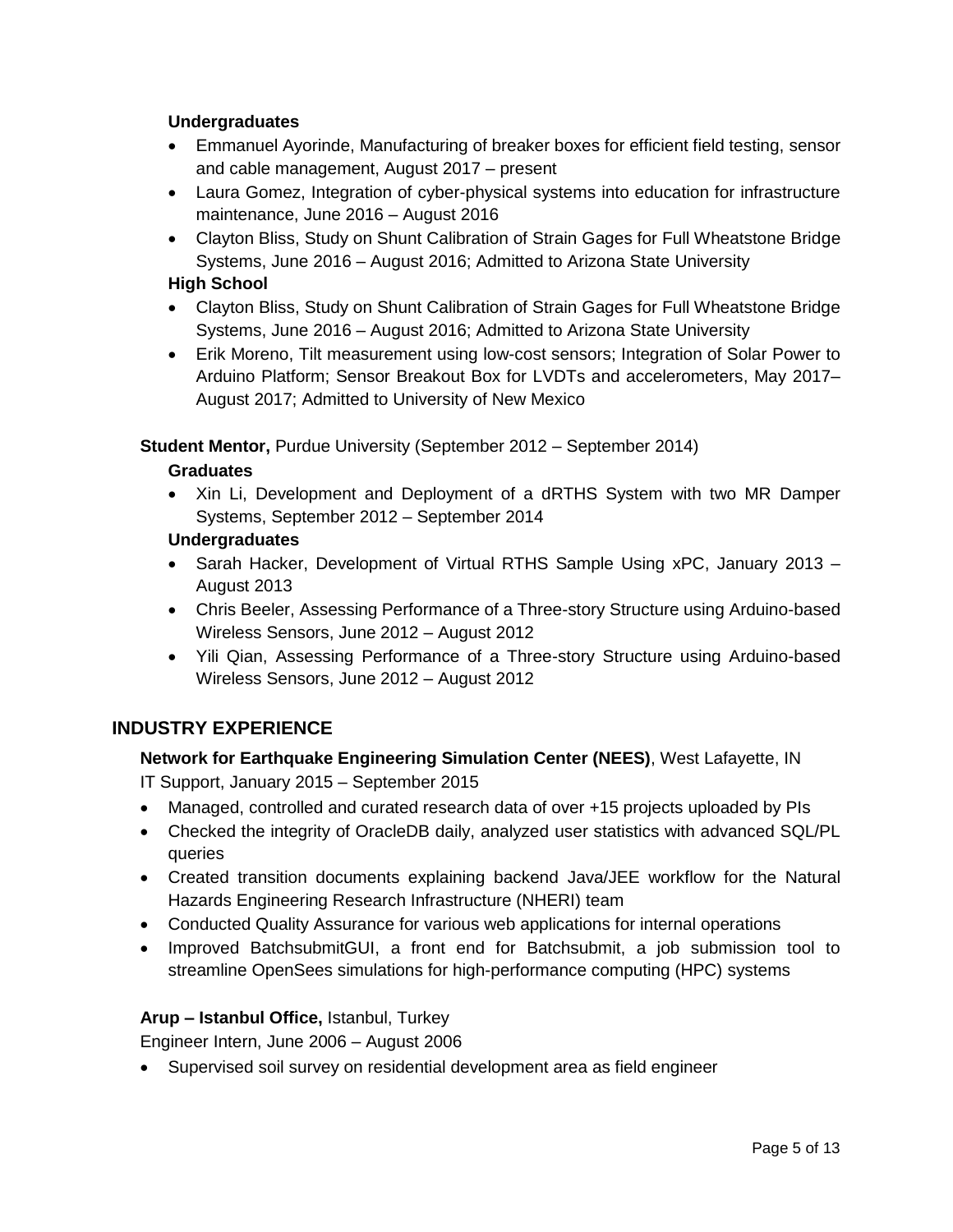**Undergraduates**

- Emmanuel Ayorinde, Manufacturing of breaker boxes for efficient field testing, sensor and cable management, August 2017 – present
- Laura Gomez, Integration of cyber-physical systems into education for infrastructure maintenance, June 2016 – August 2016
- Clayton Bliss, Study on Shunt Calibration of Strain Gages for Full Wheatstone Bridge Systems, June 2016 – August 2016; Admitted to Arizona State University

**High School**

- Clayton Bliss, Study on Shunt Calibration of Strain Gages for Full Wheatstone Bridge Systems, June 2016 – August 2016; Admitted to Arizona State University
- Erik Moreno, Tilt measurement using low-cost sensors; Integration of Solar Power to Arduino Platform; Sensor Breakout Box for LVDTs and accelerometers, May 2017– August 2017; Admitted to University of New Mexico

**Student Mentor,** Purdue University (September 2012 – September 2014)

**Graduates**

- Xin Li, Development and Deployment of a dRTHS System with two MR Damper Systems, September 2012 – September 2014

**Undergraduates**

- Sarah Hacker, Development of Virtual RTHS Sample Using xPC, January 2013 – August 2013
- Chris Beeler, Assessing Performance of a Three-story Structure using Arduino-based Wireless Sensors, June 2012 – August 2012
- Yili Qian, Assessing Performance of a Three-story Structure using Arduino-based Wireless Sensors, June 2012 – August 2012

## INDUSTRY EXPERIENCE

**Network for Earthquake Engineering Simulation Center (NEES)**, West Lafayette, IN
IT Support, January 2015 – September 2015

- Managed, controlled and curated research data of over +15 projects uploaded by PIs
- Checked the integrity of OracleDB daily, analyzed user statistics with advanced SQL/PL queries
- Created transition documents explaining backend Java/JEE workflow for the Natural Hazards Engineering Research Infrastructure (NHERI) team
- Conducted Quality Assurance for various web applications for internal operations
- Improved BatchsubmitGUI, a front end for Batchsubmit, a job submission tool to streamline OpenSees simulations for high-performance computing (HPC) systems

**Arup – Istanbul Office,** Istanbul, Turkey
Engineer Intern, June 2006 – August 2006

- Supervised soil survey on residential development area as field engineer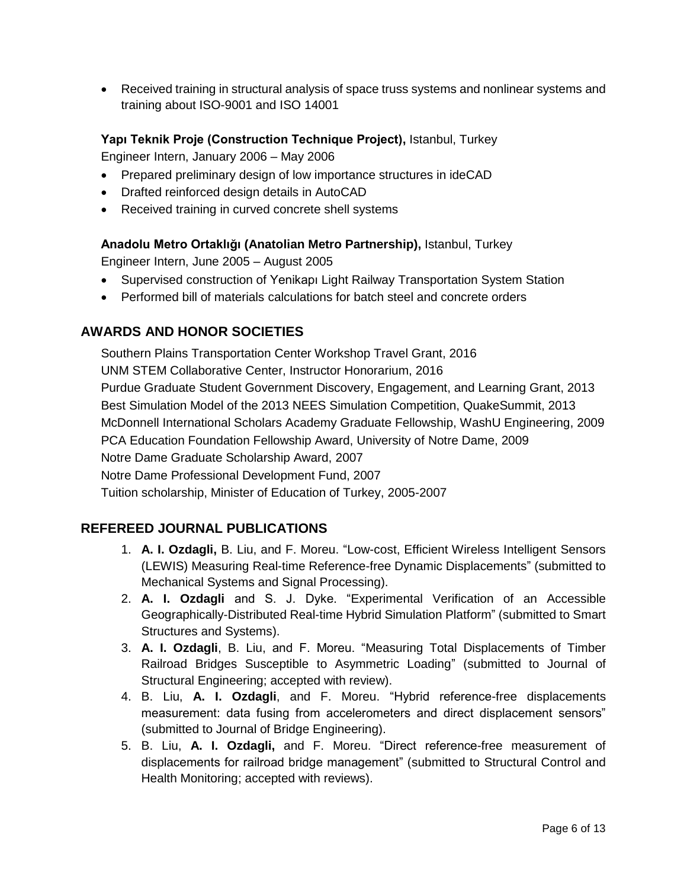- Received training in structural analysis of space truss systems and nonlinear systems and training about ISO-9001 and ISO 14001

**Yapı Teknik Proje (Construction Technique Project),** Istanbul, Turkey
Engineer Intern, January 2006 – May 2006

- Prepared preliminary design of low importance structures in ideCAD
- Drafted reinforced design details in AutoCAD
- Received training in curved concrete shell systems

**Anadolu Metro Ortaklığı (Anatolian Metro Partnership),** Istanbul, Turkey
Engineer Intern, June 2005 – August 2005

- Supervised construction of Yenikapı Light Railway Transportation System Station
- Performed bill of materials calculations for batch steel and concrete orders

## AWARDS AND HONOR SOCIETIES

Southern Plains Transportation Center Workshop Travel Grant, 2016
UNM STEM Collaborative Center, Instructor Honorarium, 2016
Purdue Graduate Student Government Discovery, Engagement, and Learning Grant, 2013
Best Simulation Model of the 2013 NEES Simulation Competition, QuakeSummit, 2013
McDonnell International Scholars Academy Graduate Fellowship, WashU Engineering, 2009
PCA Education Foundation Fellowship Award, University of Notre Dame, 2009
Notre Dame Graduate Scholarship Award, 2007
Notre Dame Professional Development Fund, 2007
Tuition scholarship, Minister of Education of Turkey, 2005-2007

## REFEREED JOURNAL PUBLICATIONS

1. **A. I. Ozdagli,** B. Liu, and F. Moreu. "Low-cost, Efficient Wireless Intelligent Sensors (LEWIS) Measuring Real-time Reference-free Dynamic Displacements" (submitted to Mechanical Systems and Signal Processing).
2. **A. I. Ozdagli** and S. J. Dyke. "Experimental Verification of an Accessible Geographically-Distributed Real-time Hybrid Simulation Platform" (submitted to Smart Structures and Systems).
3. **A. I. Ozdagli**, B. Liu, and F. Moreu. "Measuring Total Displacements of Timber Railroad Bridges Susceptible to Asymmetric Loading" (submitted to Journal of Structural Engineering; accepted with review).
4. B. Liu, **A. I. Ozdagli**, and F. Moreu. "Hybrid reference-free displacements measurement: data fusing from accelerometers and direct displacement sensors" (submitted to Journal of Bridge Engineering).
5. B. Liu, **A. I. Ozdagli,** and F. Moreu. "Direct reference-free measurement of displacements for railroad bridge management" (submitted to Structural Control and Health Monitoring; accepted with reviews).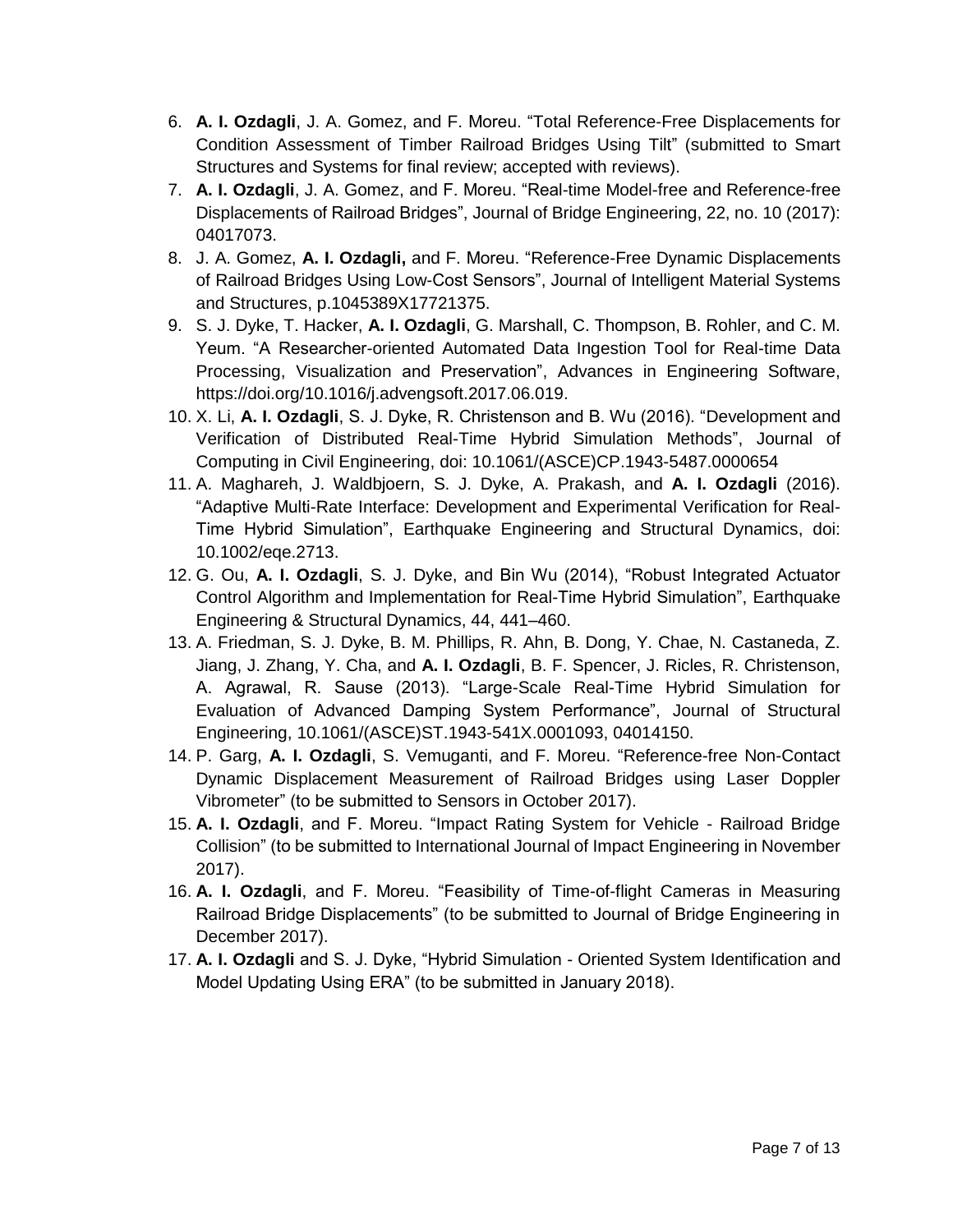6. **A. I. Ozdagli**, J. A. Gomez, and F. Moreu. “Total Reference-Free Displacements for Condition Assessment of Timber Railroad Bridges Using Tilt” (submitted to Smart Structures and Systems for final review; accepted with reviews).
7. **A. I. Ozdagli**, J. A. Gomez, and F. Moreu. “Real-time Model-free and Reference-free Displacements of Railroad Bridges”, Journal of Bridge Engineering, 22, no. 10 (2017): 04017073.
8. J. A. Gomez, **A. I. Ozdagli,** and F. Moreu. “Reference-Free Dynamic Displacements of Railroad Bridges Using Low-Cost Sensors”, Journal of Intelligent Material Systems and Structures, p.1045389X17721375.
9. S. J. Dyke, T. Hacker, **A. I. Ozdagli**, G. Marshall, C. Thompson, B. Rohler, and C. M. Yeum. “A Researcher-oriented Automated Data Ingestion Tool for Real-time Data Processing, Visualization and Preservation”, Advances in Engineering Software, https://doi.org/10.1016/j.advengsoft.2017.06.019.
10. X. Li, **A. I. Ozdagli**, S. J. Dyke, R. Christenson and B. Wu (2016). “Development and Verification of Distributed Real-Time Hybrid Simulation Methods”, Journal of Computing in Civil Engineering, doi: 10.1061/(ASCE)CP.1943-5487.0000654
11. A. Maghareh, J. Waldbjoern, S. J. Dyke, A. Prakash, and **A. I. Ozdagli** (2016). “Adaptive Multi-Rate Interface: Development and Experimental Verification for Real-Time Hybrid Simulation”, Earthquake Engineering and Structural Dynamics, doi: 10.1002/eqe.2713.
12. G. Ou, **A. I. Ozdagli**, S. J. Dyke, and Bin Wu (2014), “Robust Integrated Actuator Control Algorithm and Implementation for Real-Time Hybrid Simulation”, Earthquake Engineering & Structural Dynamics, 44, 441–460.
13. A. Friedman, S. J. Dyke, B. M. Phillips, R. Ahn, B. Dong, Y. Chae, N. Castaneda, Z. Jiang, J. Zhang, Y. Cha, and **A. I. Ozdagli**, B. F. Spencer, J. Ricles, R. Christenson, A. Agrawal, R. Sause (2013). “Large-Scale Real-Time Hybrid Simulation for Evaluation of Advanced Damping System Performance”, Journal of Structural Engineering, 10.1061/(ASCE)ST.1943-541X.0001093, 04014150.
14. P. Garg, **A. I. Ozdagli**, S. Vemuganti, and F. Moreu. “Reference-free Non-Contact Dynamic Displacement Measurement of Railroad Bridges using Laser Doppler Vibrometer” (to be submitted to Sensors in October 2017).
15. **A. I. Ozdagli**, and F. Moreu. “Impact Rating System for Vehicle - Railroad Bridge Collision” (to be submitted to International Journal of Impact Engineering in November 2017).
16. **A. I. Ozdagli**, and F. Moreu. “Feasibility of Time-of-flight Cameras in Measuring Railroad Bridge Displacements” (to be submitted to Journal of Bridge Engineering in December 2017).
17. **A. I. Ozdagli** and S. J. Dyke, “Hybrid Simulation - Oriented System Identification and Model Updating Using ERA” (to be submitted in January 2018).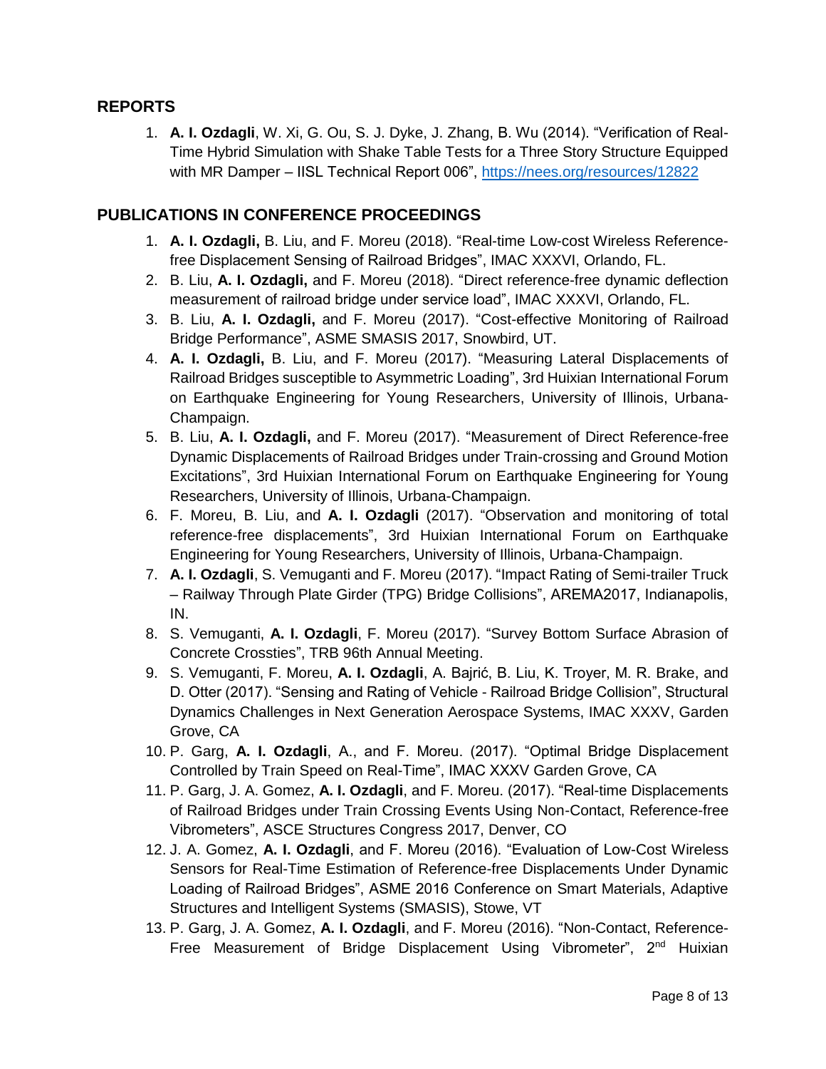## REPORTS

1. **A. I. Ozdagli**, W. Xi, G. Ou, S. J. Dyke, J. Zhang, B. Wu (2014). "Verification of Real-Time Hybrid Simulation with Shake Table Tests for a Three Story Structure Equipped with MR Damper – IISL Technical Report 006", https://nees.org/resources/12822

## PUBLICATIONS IN CONFERENCE PROCEEDINGS

1. **A. I. Ozdagli,** B. Liu, and F. Moreu (2018). "Real-time Low-cost Wireless Reference-free Displacement Sensing of Railroad Bridges", IMAC XXXVI, Orlando, FL.
2. B. Liu, **A. I. Ozdagli,** and F. Moreu (2018). "Direct reference-free dynamic deflection measurement of railroad bridge under service load", IMAC XXXVI, Orlando, FL.
3. B. Liu, **A. I. Ozdagli,** and F. Moreu (2017). "Cost-effective Monitoring of Railroad Bridge Performance", ASME SMASIS 2017, Snowbird, UT.
4. **A. I. Ozdagli,** B. Liu, and F. Moreu (2017). "Measuring Lateral Displacements of Railroad Bridges susceptible to Asymmetric Loading", 3rd Huixian International Forum on Earthquake Engineering for Young Researchers, University of Illinois, Urbana-Champaign.
5. B. Liu, **A. I. Ozdagli,** and F. Moreu (2017). "Measurement of Direct Reference-free Dynamic Displacements of Railroad Bridges under Train-crossing and Ground Motion Excitations", 3rd Huixian International Forum on Earthquake Engineering for Young Researchers, University of Illinois, Urbana-Champaign.
6. F. Moreu, B. Liu, and **A. I. Ozdagli** (2017). "Observation and monitoring of total reference-free displacements", 3rd Huixian International Forum on Earthquake Engineering for Young Researchers, University of Illinois, Urbana-Champaign.
7. **A. I. Ozdagli**, S. Vemuganti and F. Moreu (2017). "Impact Rating of Semi-trailer Truck – Railway Through Plate Girder (TPG) Bridge Collisions", AREMA2017, Indianapolis, IN.
8. S. Vemuganti, **A. I. Ozdagli**, F. Moreu (2017). "Survey Bottom Surface Abrasion of Concrete Crossties", TRB 96th Annual Meeting.
9. S. Vemuganti, F. Moreu, **A. I. Ozdagli**, A. Bajrić, B. Liu, K. Troyer, M. R. Brake, and D. Otter (2017). "Sensing and Rating of Vehicle - Railroad Bridge Collision", Structural Dynamics Challenges in Next Generation Aerospace Systems, IMAC XXXV, Garden Grove, CA
10. P. Garg, **A. I. Ozdagli**, A., and F. Moreu. (2017). "Optimal Bridge Displacement Controlled by Train Speed on Real-Time", IMAC XXXV Garden Grove, CA
11. P. Garg, J. A. Gomez, **A. I. Ozdagli**, and F. Moreu. (2017). "Real-time Displacements of Railroad Bridges under Train Crossing Events Using Non-Contact, Reference-free Vibrometers", ASCE Structures Congress 2017, Denver, CO
12. J. A. Gomez, **A. I. Ozdagli**, and F. Moreu (2016). "Evaluation of Low-Cost Wireless Sensors for Real-Time Estimation of Reference-free Displacements Under Dynamic Loading of Railroad Bridges", ASME 2016 Conference on Smart Materials, Adaptive Structures and Intelligent Systems (SMASIS), Stowe, VT
13. P. Garg, J. A. Gomez, **A. I. Ozdagli**, and F. Moreu (2016). "Non-Contact, Reference-Free Measurement of Bridge Displacement Using Vibrometer", 2nd Huixian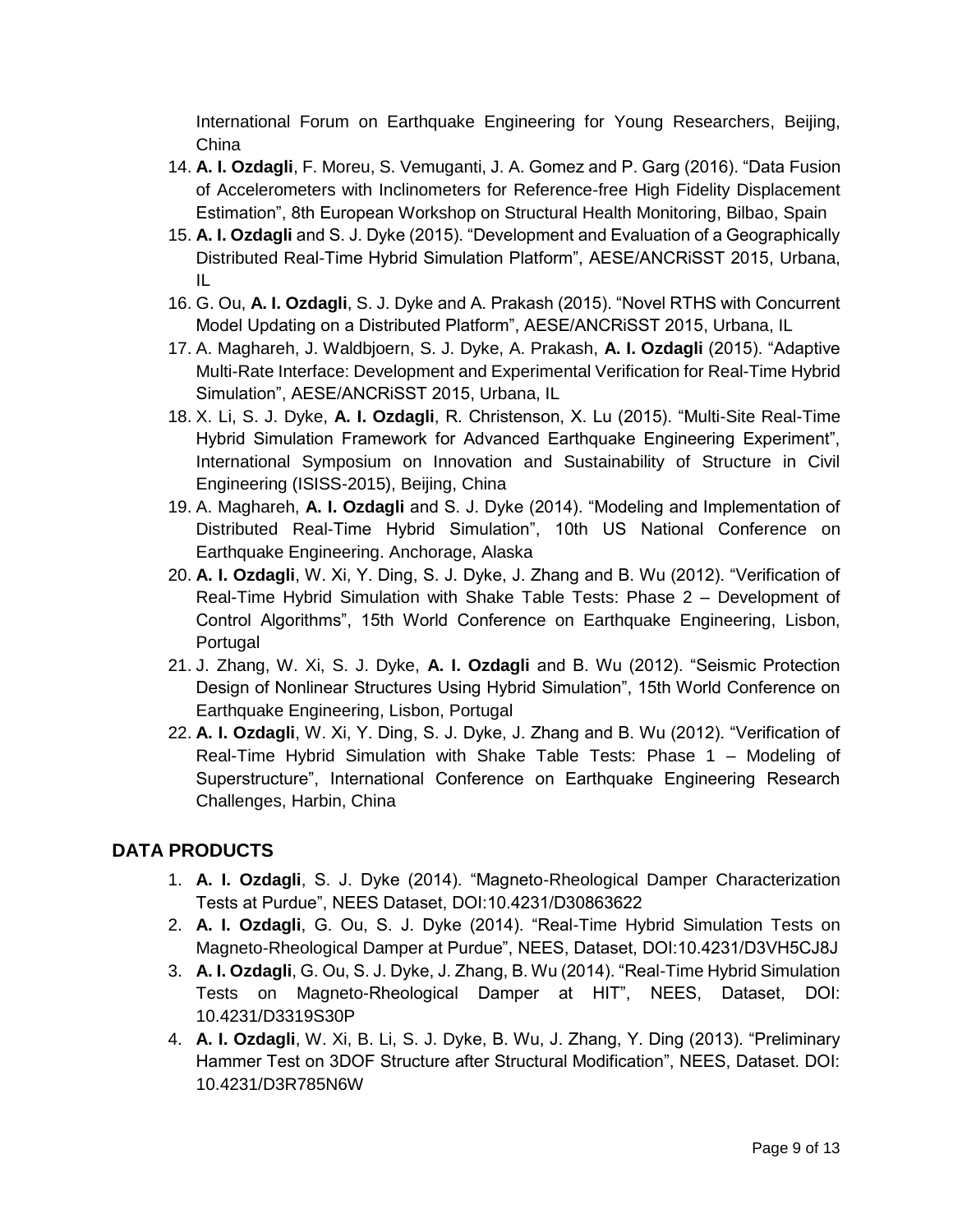International Forum on Earthquake Engineering for Young Researchers, Beijing, China

14. **A. I. Ozdagli**, F. Moreu, S. Vemuganti, J. A. Gomez and P. Garg (2016). "Data Fusion of Accelerometers with Inclinometers for Reference-free High Fidelity Displacement Estimation", 8th European Workshop on Structural Health Monitoring, Bilbao, Spain
15. **A. I. Ozdagli** and S. J. Dyke (2015). "Development and Evaluation of a Geographically Distributed Real-Time Hybrid Simulation Platform", AESE/ANCRiSST 2015, Urbana, IL
16. G. Ou, **A. I. Ozdagli**, S. J. Dyke and A. Prakash (2015). "Novel RTHS with Concurrent Model Updating on a Distributed Platform", AESE/ANCRiSST 2015, Urbana, IL
17. A. Maghareh, J. Waldbjoern, S. J. Dyke, A. Prakash, **A. I. Ozdagli** (2015). "Adaptive Multi-Rate Interface: Development and Experimental Verification for Real-Time Hybrid Simulation", AESE/ANCRiSST 2015, Urbana, IL
18. X. Li, S. J. Dyke, **A. I. Ozdagli**, R. Christenson, X. Lu (2015). "Multi-Site Real-Time Hybrid Simulation Framework for Advanced Earthquake Engineering Experiment", International Symposium on Innovation and Sustainability of Structure in Civil Engineering (ISISS-2015), Beijing, China
19. A. Maghareh, **A. I. Ozdagli** and S. J. Dyke (2014). "Modeling and Implementation of Distributed Real-Time Hybrid Simulation", 10th US National Conference on Earthquake Engineering. Anchorage, Alaska
20. **A. I. Ozdagli**, W. Xi, Y. Ding, S. J. Dyke, J. Zhang and B. Wu (2012). "Verification of Real-Time Hybrid Simulation with Shake Table Tests: Phase 2 – Development of Control Algorithms", 15th World Conference on Earthquake Engineering, Lisbon, Portugal
21. J. Zhang, W. Xi, S. J. Dyke, **A. I. Ozdagli** and B. Wu (2012). "Seismic Protection Design of Nonlinear Structures Using Hybrid Simulation", 15th World Conference on Earthquake Engineering, Lisbon, Portugal
22. **A. I. Ozdagli**, W. Xi, Y. Ding, S. J. Dyke, J. Zhang and B. Wu (2012). "Verification of Real-Time Hybrid Simulation with Shake Table Tests: Phase 1 – Modeling of Superstructure", International Conference on Earthquake Engineering Research Challenges, Harbin, China

## DATA PRODUCTS

1. **A. I. Ozdagli**, S. J. Dyke (2014). "Magneto-Rheological Damper Characterization Tests at Purdue", NEES Dataset, DOI:10.4231/D30863622
2. **A. I. Ozdagli**, G. Ou, S. J. Dyke (2014). "Real-Time Hybrid Simulation Tests on Magneto-Rheological Damper at Purdue", NEES, Dataset, DOI:10.4231/D3VH5CJ8J
3. **A. I. Ozdagli**, G. Ou, S. J. Dyke, J. Zhang, B. Wu (2014). "Real-Time Hybrid Simulation Tests on Magneto-Rheological Damper at HIT", NEES, Dataset, DOI: 10.4231/D3319S30P
4. **A. I. Ozdagli**, W. Xi, B. Li, S. J. Dyke, B. Wu, J. Zhang, Y. Ding (2013). "Preliminary Hammer Test on 3DOF Structure after Structural Modification", NEES, Dataset. DOI: 10.4231/D3R785N6W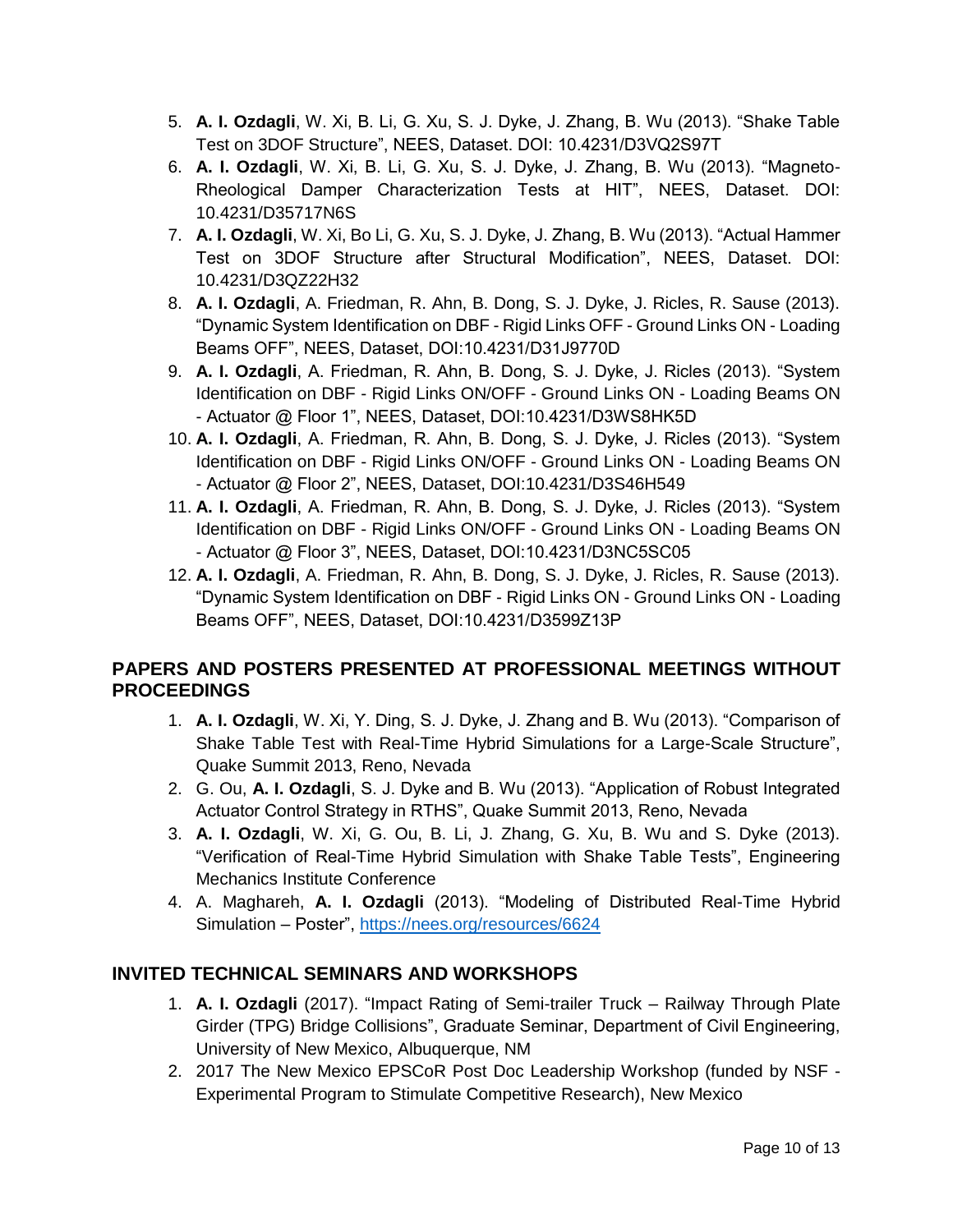5. **A. I. Ozdagli**, W. Xi, B. Li, G. Xu, S. J. Dyke, J. Zhang, B. Wu (2013). "Shake Table Test on 3DOF Structure", NEES, Dataset. DOI: 10.4231/D3VQ2S97T
6. **A. I. Ozdagli**, W. Xi, B. Li, G. Xu, S. J. Dyke, J. Zhang, B. Wu (2013). "Magneto-Rheological Damper Characterization Tests at HIT", NEES, Dataset. DOI: 10.4231/D35717N6S
7. **A. I. Ozdagli**, W. Xi, Bo Li, G. Xu, S. J. Dyke, J. Zhang, B. Wu (2013). "Actual Hammer Test on 3DOF Structure after Structural Modification", NEES, Dataset. DOI: 10.4231/D3QZ22H32
8. **A. I. Ozdagli**, A. Friedman, R. Ahn, B. Dong, S. J. Dyke, J. Ricles, R. Sause (2013). "Dynamic System Identification on DBF - Rigid Links OFF - Ground Links ON - Loading Beams OFF", NEES, Dataset, DOI:10.4231/D31J9770D
9. **A. I. Ozdagli**, A. Friedman, R. Ahn, B. Dong, S. J. Dyke, J. Ricles (2013). "System Identification on DBF - Rigid Links ON/OFF - Ground Links ON - Loading Beams ON - Actuator @ Floor 1", NEES, Dataset, DOI:10.4231/D3WS8HK5D
10. **A. I. Ozdagli**, A. Friedman, R. Ahn, B. Dong, S. J. Dyke, J. Ricles (2013). "System Identification on DBF - Rigid Links ON/OFF - Ground Links ON - Loading Beams ON - Actuator @ Floor 2", NEES, Dataset, DOI:10.4231/D3S46H549
11. **A. I. Ozdagli**, A. Friedman, R. Ahn, B. Dong, S. J. Dyke, J. Ricles (2013). "System Identification on DBF - Rigid Links ON/OFF - Ground Links ON - Loading Beams ON - Actuator @ Floor 3", NEES, Dataset, DOI:10.4231/D3NC5SC05
12. **A. I. Ozdagli**, A. Friedman, R. Ahn, B. Dong, S. J. Dyke, J. Ricles, R. Sause (2013). "Dynamic System Identification on DBF - Rigid Links ON - Ground Links ON - Loading Beams OFF", NEES, Dataset, DOI:10.4231/D3599Z13P

## PAPERS AND POSTERS PRESENTED AT PROFESSIONAL MEETINGS WITHOUT PROCEEDINGS

1. **A. I. Ozdagli**, W. Xi, Y. Ding, S. J. Dyke, J. Zhang and B. Wu (2013). "Comparison of Shake Table Test with Real-Time Hybrid Simulations for a Large-Scale Structure", Quake Summit 2013, Reno, Nevada
2. G. Ou, **A. I. Ozdagli**, S. J. Dyke and B. Wu (2013). "Application of Robust Integrated Actuator Control Strategy in RTHS", Quake Summit 2013, Reno, Nevada
3. **A. I. Ozdagli**, W. Xi, G. Ou, B. Li, J. Zhang, G. Xu, B. Wu and S. Dyke (2013). "Verification of Real-Time Hybrid Simulation with Shake Table Tests", Engineering Mechanics Institute Conference
4. A. Maghareh, **A. I. Ozdagli** (2013). "Modeling of Distributed Real-Time Hybrid Simulation – Poster", https://nees.org/resources/6624

## INVITED TECHNICAL SEMINARS AND WORKSHOPS

1. **A. I. Ozdagli** (2017). "Impact Rating of Semi-trailer Truck – Railway Through Plate Girder (TPG) Bridge Collisions", Graduate Seminar, Department of Civil Engineering, University of New Mexico, Albuquerque, NM
2. 2017 The New Mexico EPSCoR Post Doc Leadership Workshop (funded by NSF - Experimental Program to Stimulate Competitive Research), New Mexico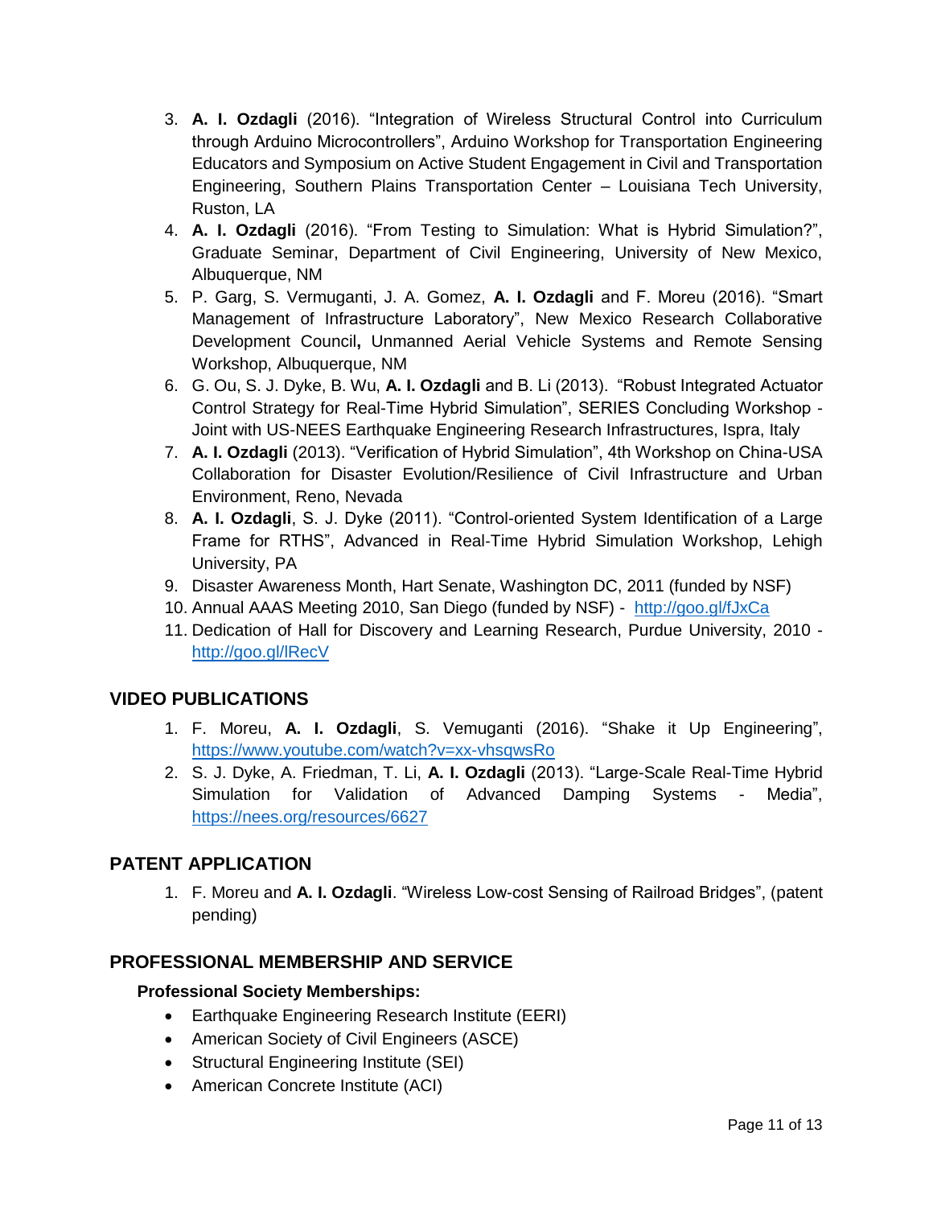3. **A. I. Ozdagli** (2016). "Integration of Wireless Structural Control into Curriculum through Arduino Microcontrollers", Arduino Workshop for Transportation Engineering Educators and Symposium on Active Student Engagement in Civil and Transportation Engineering, Southern Plains Transportation Center – Louisiana Tech University, Ruston, LA
4. **A. I. Ozdagli** (2016). "From Testing to Simulation: What is Hybrid Simulation?", Graduate Seminar, Department of Civil Engineering, University of New Mexico, Albuquerque, NM
5. P. Garg, S. Vermuganti, J. A. Gomez, **A. I. Ozdagli** and F. Moreu (2016). "Smart Management of Infrastructure Laboratory", New Mexico Research Collaborative Development Council**,** Unmanned Aerial Vehicle Systems and Remote Sensing Workshop, Albuquerque, NM
6. G. Ou, S. J. Dyke, B. Wu, **A. I. Ozdagli** and B. Li (2013). "Robust Integrated Actuator Control Strategy for Real-Time Hybrid Simulation", SERIES Concluding Workshop - Joint with US-NEES Earthquake Engineering Research Infrastructures, Ispra, Italy
7. **A. I. Ozdagli** (2013). "Verification of Hybrid Simulation", 4th Workshop on China-USA Collaboration for Disaster Evolution/Resilience of Civil Infrastructure and Urban Environment, Reno, Nevada
8. **A. I. Ozdagli**, S. J. Dyke (2011). "Control-oriented System Identification of a Large Frame for RTHS", Advanced in Real-Time Hybrid Simulation Workshop, Lehigh University, PA
9. Disaster Awareness Month, Hart Senate, Washington DC, 2011 (funded by NSF)
10. Annual AAAS Meeting 2010, San Diego (funded by NSF) - http://goo.gl/fJxCa
11. Dedication of Hall for Discovery and Learning Research, Purdue University, 2010 - http://goo.gl/lRecV

## VIDEO PUBLICATIONS

1. F. Moreu, **A. I. Ozdagli**, S. Vemuganti (2016). "Shake it Up Engineering", https://www.youtube.com/watch?v=xx-vhsqwsRo
2. S. J. Dyke, A. Friedman, T. Li, **A. I. Ozdagli** (2013). "Large-Scale Real-Time Hybrid Simulation for Validation of Advanced Damping Systems - Media", https://nees.org/resources/6627

## PATENT APPLICATION

1. F. Moreu and **A. I. Ozdagli**. "Wireless Low-cost Sensing of Railroad Bridges", (patent pending)

## PROFESSIONAL MEMBERSHIP AND SERVICE

### Professional Society Memberships:

- Earthquake Engineering Research Institute (EERI)
- American Society of Civil Engineers (ASCE)
- Structural Engineering Institute (SEI)
- American Concrete Institute (ACI)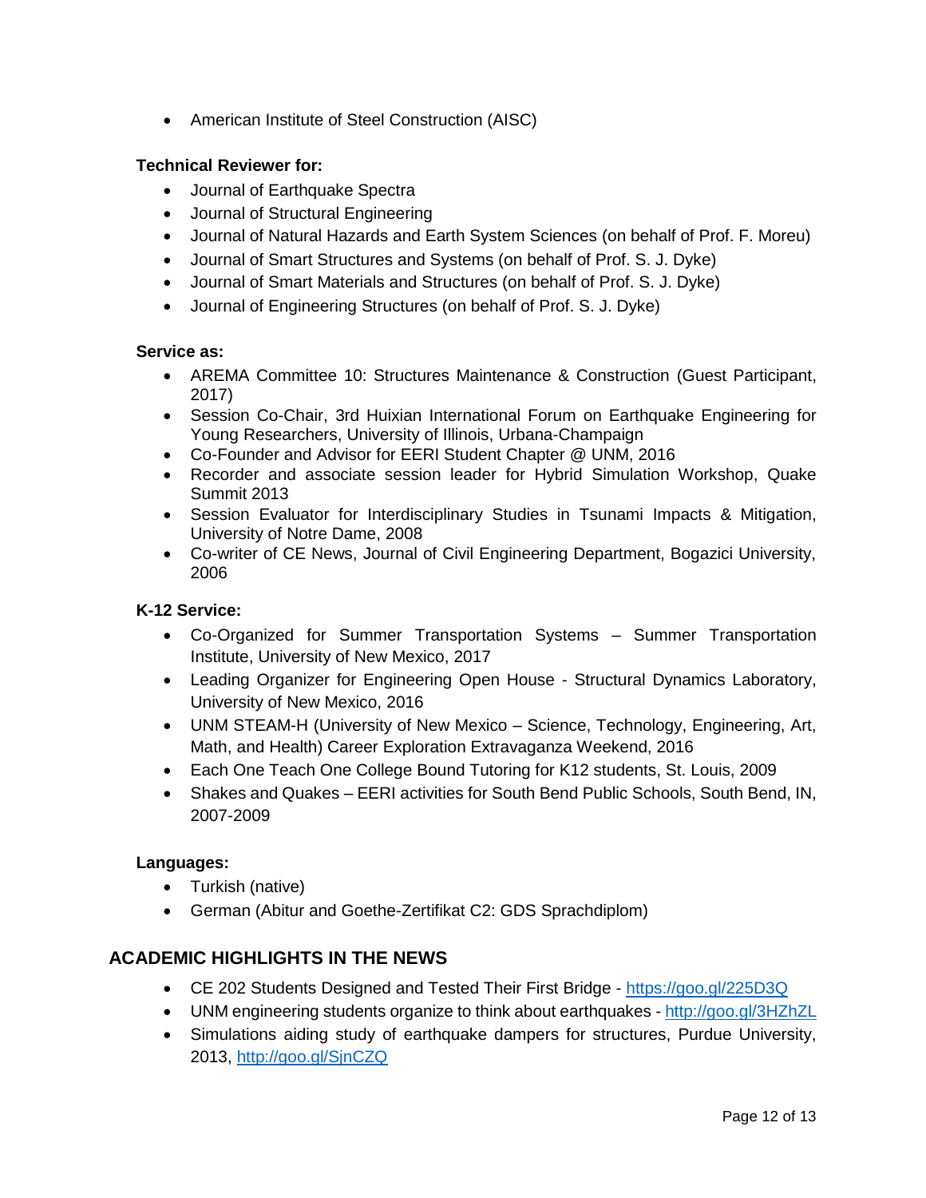- American Institute of Steel Construction (AISC)

**Technical Reviewer for:**

- Journal of Earthquake Spectra
- Journal of Structural Engineering
- Journal of Natural Hazards and Earth System Sciences (on behalf of Prof. F. Moreu)
- Journal of Smart Structures and Systems (on behalf of Prof. S. J. Dyke)
- Journal of Smart Materials and Structures (on behalf of Prof. S. J. Dyke)
- Journal of Engineering Structures (on behalf of Prof. S. J. Dyke)

**Service as:**

- AREMA Committee 10: Structures Maintenance & Construction (Guest Participant, 2017)
- Session Co-Chair, 3rd Huixian International Forum on Earthquake Engineering for Young Researchers, University of Illinois, Urbana-Champaign
- Co-Founder and Advisor for EERI Student Chapter @ UNM, 2016
- Recorder and associate session leader for Hybrid Simulation Workshop, Quake Summit 2013
- Session Evaluator for Interdisciplinary Studies in Tsunami Impacts & Mitigation, University of Notre Dame, 2008
- Co-writer of CE News, Journal of Civil Engineering Department, Bogazici University, 2006

**K-12 Service:**

- Co-Organized for Summer Transportation Systems – Summer Transportation Institute, University of New Mexico, 2017
- Leading Organizer for Engineering Open House - Structural Dynamics Laboratory, University of New Mexico, 2016
- UNM STEAM-H (University of New Mexico – Science, Technology, Engineering, Art, Math, and Health) Career Exploration Extravaganza Weekend, 2016
- Each One Teach One College Bound Tutoring for K12 students, St. Louis, 2009
- Shakes and Quakes – EERI activities for South Bend Public Schools, South Bend, IN, 2007-2009

**Languages:**

- Turkish (native)
- German (Abitur and Goethe-Zertifikat C2: GDS Sprachdiplom)

## ACADEMIC HIGHLIGHTS IN THE NEWS

- CE 202 Students Designed and Tested Their First Bridge - https://goo.gl/225D3Q
- UNM engineering students organize to think about earthquakes - http://goo.gl/3HZhZL
- Simulations aiding study of earthquake dampers for structures, Purdue University, 2013, http://goo.gl/SjnCZQ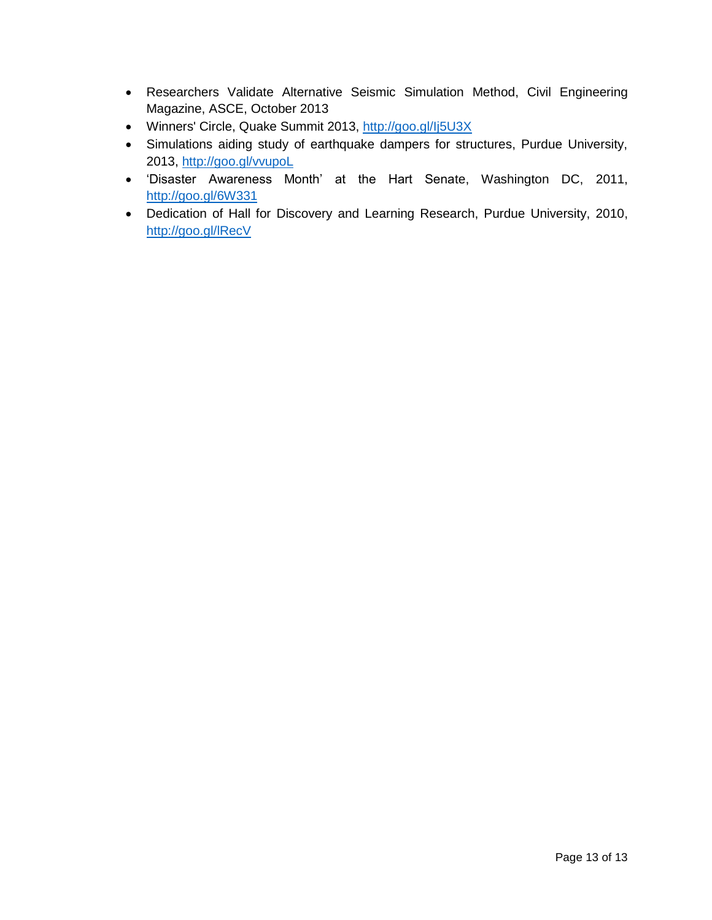- Researchers Validate Alternative Seismic Simulation Method, Civil Engineering Magazine, ASCE, October 2013
- Winners' Circle, Quake Summit 2013, http://goo.gl/Ij5U3X
- Simulations aiding study of earthquake dampers for structures, Purdue University, 2013, http://goo.gl/vvupoL
- 'Disaster Awareness Month' at the Hart Senate, Washington DC, 2011, http://goo.gl/6W331
- Dedication of Hall for Discovery and Learning Research, Purdue University, 2010, http://goo.gl/lRecV